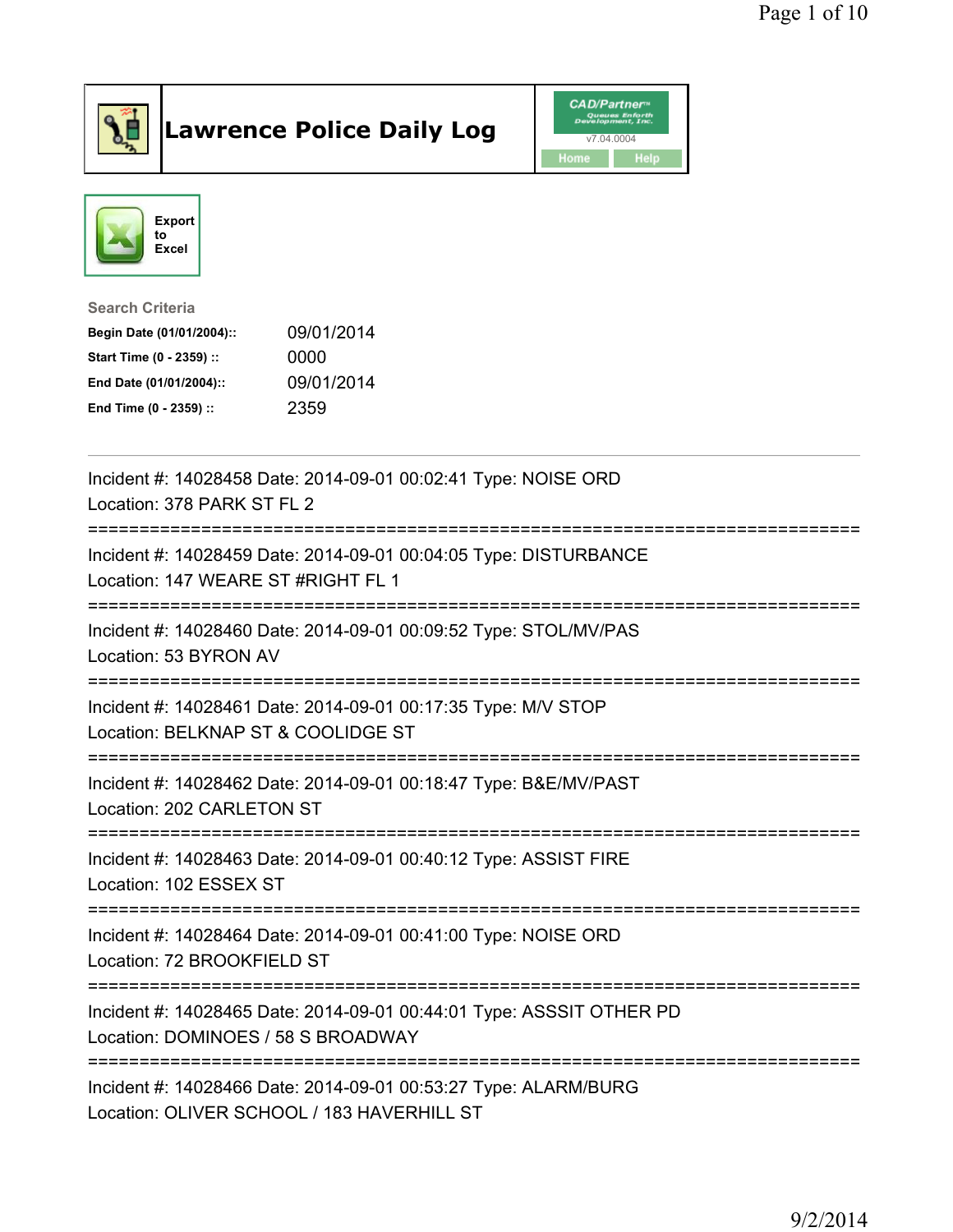# Lawrence Police Daily Log

CAD/Partner v7.04.0004

Home | Help

Export to Excel

**Search Criteria**

| | |
|---|---|
| **Begin Date (01/01/2004)::** | 09/01/2014 |
| **Start Time (0 - 2359) ::** | 0000 |
| **End Date (01/01/2004)::** | 09/01/2014 |
| **End Time (0 - 2359) ::** | 2359 |

---

Incident #: 14028458 Date: 2014-09-01 00:02:41 Type: NOISE ORD
Location: 378 PARK ST FL 2

===========================================================================

Incident #: 14028459 Date: 2014-09-01 00:04:05 Type: DISTURBANCE
Location: 147 WEARE ST #RIGHT FL 1

===========================================================================

Incident #: 14028460 Date: 2014-09-01 00:09:52 Type: STOL/MV/PAS
Location: 53 BYRON AV

===========================================================================

Incident #: 14028461 Date: 2014-09-01 00:17:35 Type: M/V STOP
Location: BELKNAP ST & COOLIDGE ST

===========================================================================

Incident #: 14028462 Date: 2014-09-01 00:18:47 Type: B&E/MV/PAST
Location: 202 CARLETON ST

===========================================================================

Incident #: 14028463 Date: 2014-09-01 00:40:12 Type: ASSIST FIRE
Location: 102 ESSEX ST

===========================================================================

Incident #: 14028464 Date: 2014-09-01 00:41:00 Type: NOISE ORD
Location: 72 BROOKFIELD ST

===========================================================================

Incident #: 14028465 Date: 2014-09-01 00:44:01 Type: ASSSIT OTHER PD
Location: DOMINOES / 58 S BROADWAY

===========================================================================

Incident #: 14028466 Date: 2014-09-01 00:53:27 Type: ALARM/BURG
Location: OLIVER SCHOOL / 183 HAVERHILL ST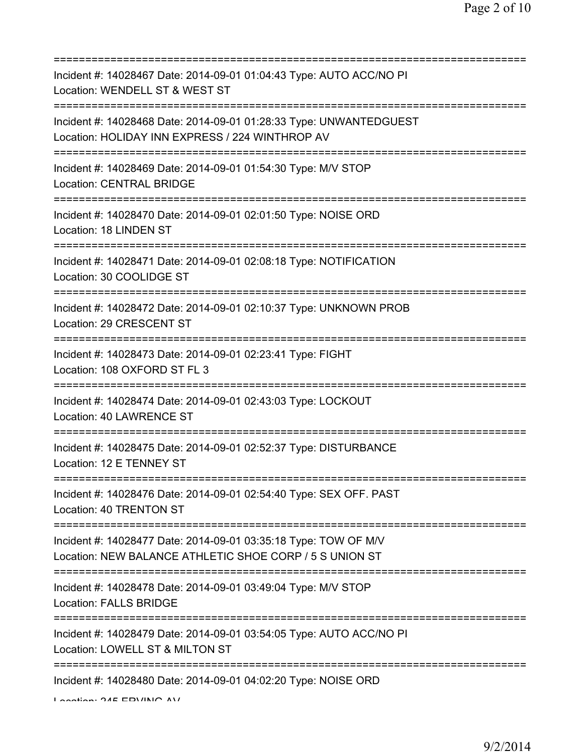===========================================================================
Incident #: 14028467 Date: 2014-09-01 01:04:43 Type: AUTO ACC/NO PI
Location: WENDELL ST & WEST ST
===========================================================================
Incident #: 14028468 Date: 2014-09-01 01:28:33 Type: UNWANTEDGUEST
Location: HOLIDAY INN EXPRESS / 224 WINTHROP AV
===========================================================================
Incident #: 14028469 Date: 2014-09-01 01:54:30 Type: M/V STOP
Location: CENTRAL BRIDGE
===========================================================================
Incident #: 14028470 Date: 2014-09-01 02:01:50 Type: NOISE ORD
Location: 18 LINDEN ST
===========================================================================
Incident #: 14028471 Date: 2014-09-01 02:08:18 Type: NOTIFICATION
Location: 30 COOLIDGE ST
===========================================================================
Incident #: 14028472 Date: 2014-09-01 02:10:37 Type: UNKNOWN PROB
Location: 29 CRESCENT ST
===========================================================================
Incident #: 14028473 Date: 2014-09-01 02:23:41 Type: FIGHT
Location: 108 OXFORD ST FL 3
===========================================================================
Incident #: 14028474 Date: 2014-09-01 02:43:03 Type: LOCKOUT
Location: 40 LAWRENCE ST
===========================================================================
Incident #: 14028475 Date: 2014-09-01 02:52:37 Type: DISTURBANCE
Location: 12 E TENNEY ST
===========================================================================
Incident #: 14028476 Date: 2014-09-01 02:54:40 Type: SEX OFF. PAST
Location: 40 TRENTON ST
===========================================================================
Incident #: 14028477 Date: 2014-09-01 03:35:18 Type: TOW OF M/V
Location: NEW BALANCE ATHLETIC SHOE CORP / 5 S UNION ST
===========================================================================
Incident #: 14028478 Date: 2014-09-01 03:49:04 Type: M/V STOP
Location: FALLS BRIDGE
===========================================================================
Incident #: 14028479 Date: 2014-09-01 03:54:05 Type: AUTO ACC/NO PI
Location: LOWELL ST & MILTON ST
===========================================================================
Incident #: 14028480 Date: 2014-09-01 04:02:20 Type: NOISE ORD
Location: 245 ERVING AV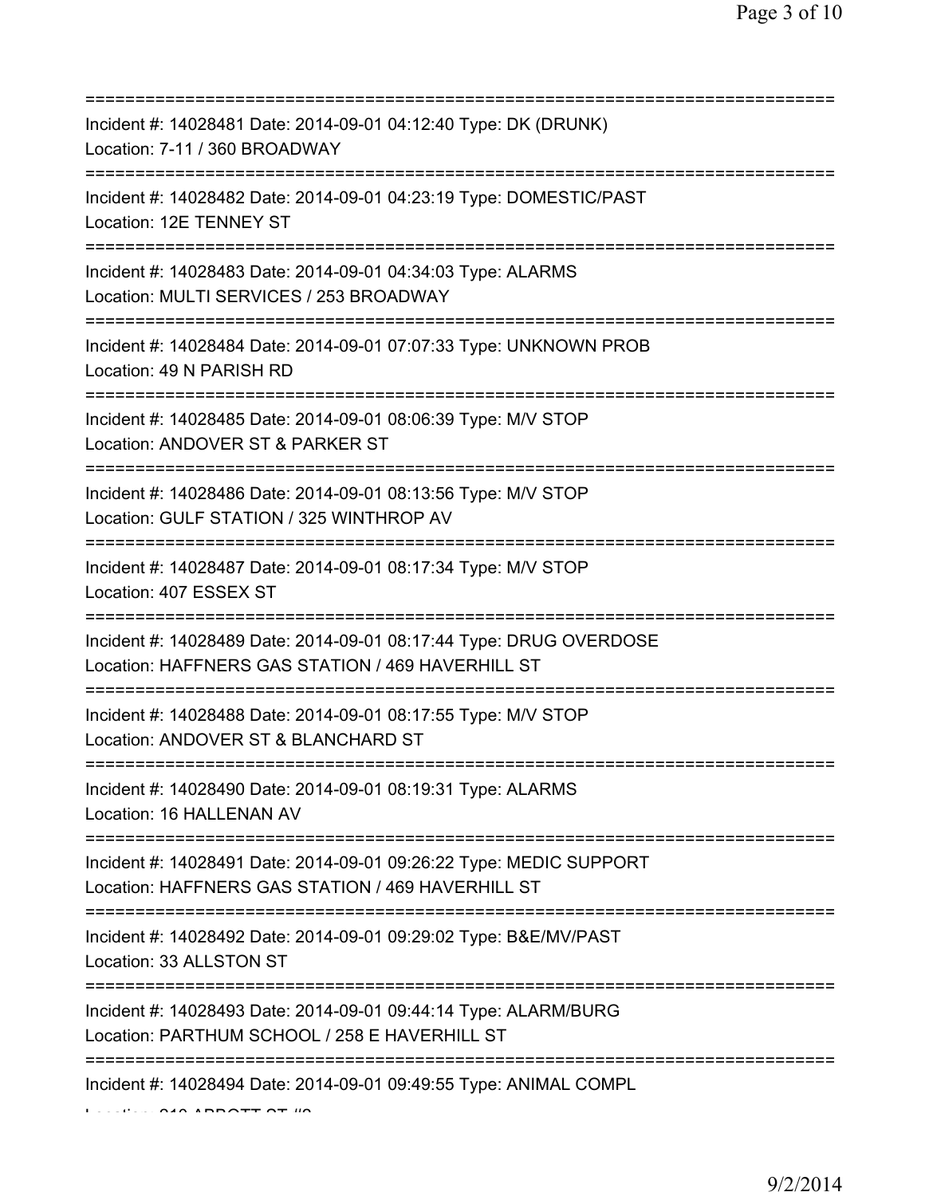===========================================================================
Incident #: 14028481 Date: 2014-09-01 04:12:40 Type: DK (DRUNK)
Location: 7-11 / 360 BROADWAY
===========================================================================
Incident #: 14028482 Date: 2014-09-01 04:23:19 Type: DOMESTIC/PAST
Location: 12E TENNEY ST
===========================================================================
Incident #: 14028483 Date: 2014-09-01 04:34:03 Type: ALARMS
Location: MULTI SERVICES / 253 BROADWAY
===========================================================================
Incident #: 14028484 Date: 2014-09-01 07:07:33 Type: UNKNOWN PROB
Location: 49 N PARISH RD
===========================================================================
Incident #: 14028485 Date: 2014-09-01 08:06:39 Type: M/V STOP
Location: ANDOVER ST & PARKER ST
===========================================================================
Incident #: 14028486 Date: 2014-09-01 08:13:56 Type: M/V STOP
Location: GULF STATION / 325 WINTHROP AV
===========================================================================
Incident #: 14028487 Date: 2014-09-01 08:17:34 Type: M/V STOP
Location: 407 ESSEX ST
===========================================================================
Incident #: 14028489 Date: 2014-09-01 08:17:44 Type: DRUG OVERDOSE
Location: HAFFNERS GAS STATION / 469 HAVERHILL ST
===========================================================================
Incident #: 14028488 Date: 2014-09-01 08:17:55 Type: M/V STOP
Location: ANDOVER ST & BLANCHARD ST
===========================================================================
Incident #: 14028490 Date: 2014-09-01 08:19:31 Type: ALARMS
Location: 16 HALLENAN AV
===========================================================================
Incident #: 14028491 Date: 2014-09-01 09:26:22 Type: MEDIC SUPPORT
Location: HAFFNERS GAS STATION / 469 HAVERHILL ST
===========================================================================
Incident #: 14028492 Date: 2014-09-01 09:29:02 Type: B&E/MV/PAST
Location: 33 ALLSTON ST
===========================================================================
Incident #: 14028493 Date: 2014-09-01 09:44:14 Type: ALARM/BURG
Location: PARTHUM SCHOOL / 258 E HAVERHILL ST
===========================================================================
Incident #: 14028494 Date: 2014-09-01 09:49:55 Type: ANIMAL COMPL
Location: 210 ABBOTT ST #2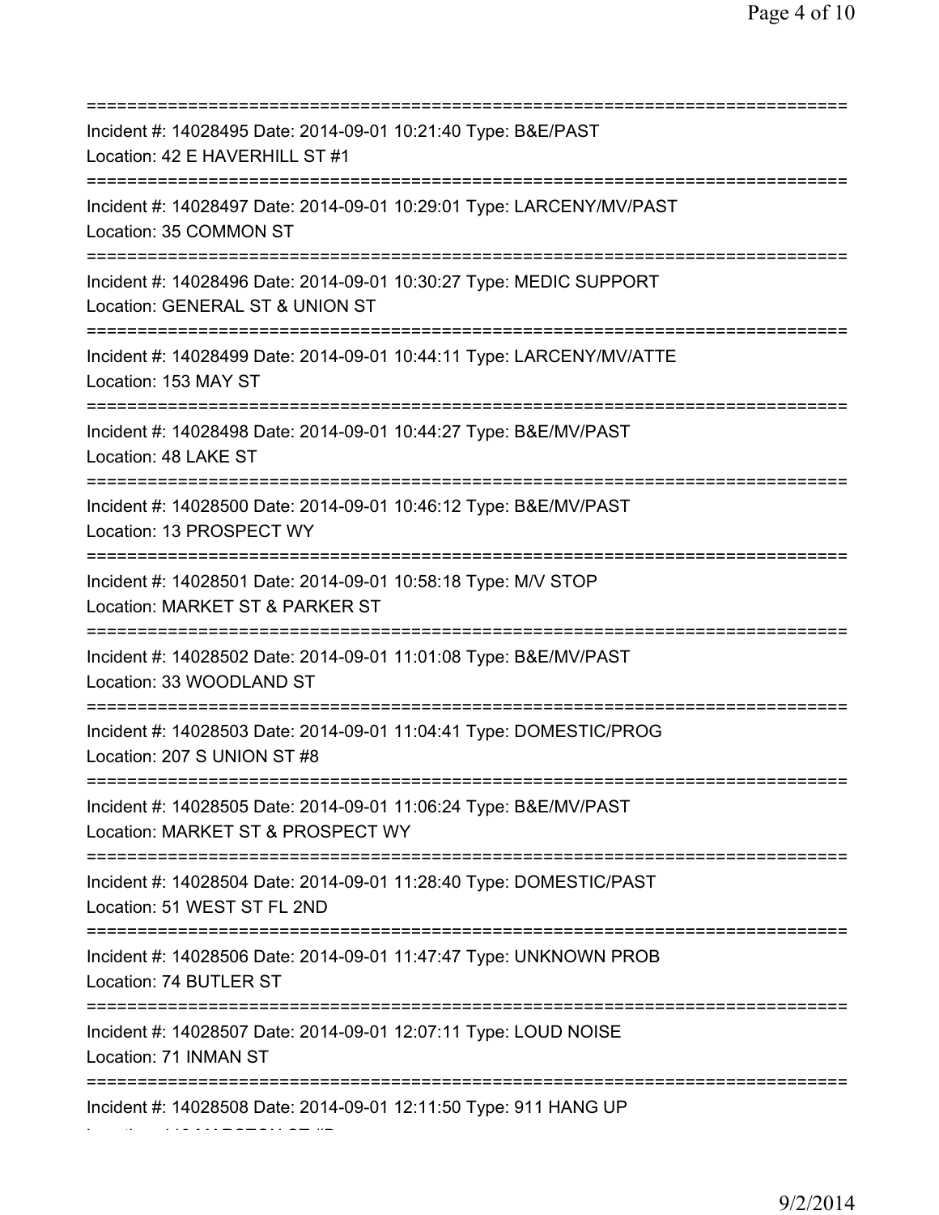===========================================================================
Incident #: 14028495 Date: 2014-09-01 10:21:40 Type: B&E/PAST
Location: 42 E HAVERHILL ST #1
===========================================================================
Incident #: 14028497 Date: 2014-09-01 10:29:01 Type: LARCENY/MV/PAST
Location: 35 COMMON ST
===========================================================================
Incident #: 14028496 Date: 2014-09-01 10:30:27 Type: MEDIC SUPPORT
Location: GENERAL ST & UNION ST
===========================================================================
Incident #: 14028499 Date: 2014-09-01 10:44:11 Type: LARCENY/MV/ATTE
Location: 153 MAY ST
===========================================================================
Incident #: 14028498 Date: 2014-09-01 10:44:27 Type: B&E/MV/PAST
Location: 48 LAKE ST
===========================================================================
Incident #: 14028500 Date: 2014-09-01 10:46:12 Type: B&E/MV/PAST
Location: 13 PROSPECT WY
===========================================================================
Incident #: 14028501 Date: 2014-09-01 10:58:18 Type: M/V STOP
Location: MARKET ST & PARKER ST
===========================================================================
Incident #: 14028502 Date: 2014-09-01 11:01:08 Type: B&E/MV/PAST
Location: 33 WOODLAND ST
===========================================================================
Incident #: 14028503 Date: 2014-09-01 11:04:41 Type: DOMESTIC/PROG
Location: 207 S UNION ST #8
===========================================================================
Incident #: 14028505 Date: 2014-09-01 11:06:24 Type: B&E/MV/PAST
Location: MARKET ST & PROSPECT WY
===========================================================================
Incident #: 14028504 Date: 2014-09-01 11:28:40 Type: DOMESTIC/PAST
Location: 51 WEST ST FL 2ND
===========================================================================
Incident #: 14028506 Date: 2014-09-01 11:47:47 Type: UNKNOWN PROB
Location: 74 BUTLER ST
===========================================================================
Incident #: 14028507 Date: 2014-09-01 12:07:11 Type: LOUD NOISE
Location: 71 INMAN ST
===========================================================================
Incident #: 14028508 Date: 2014-09-01 12:11:50 Type: 911 HANG UP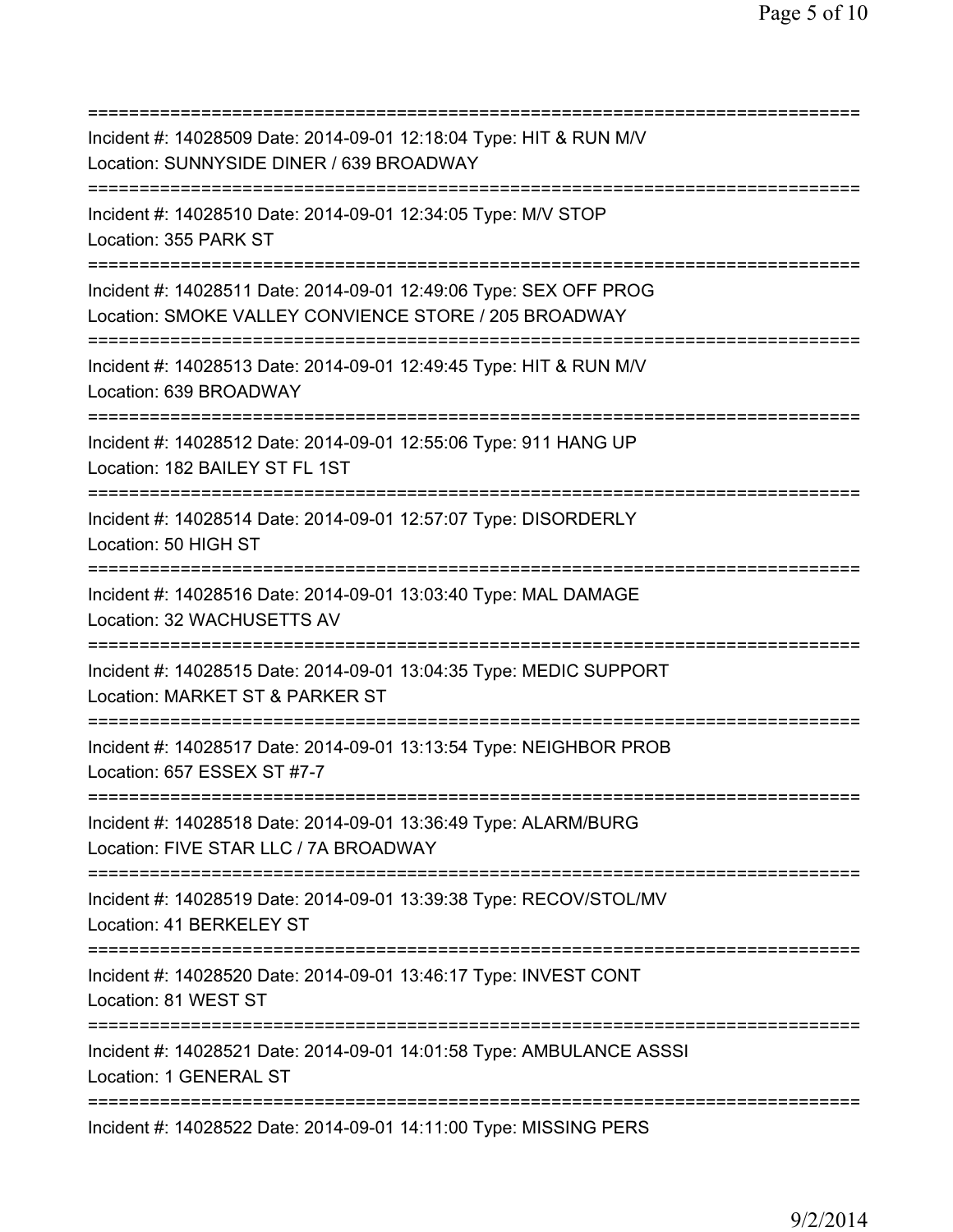===========================================================================

Incident #: 14028509 Date: 2014-09-01 12:18:04 Type: HIT & RUN M/V
Location: SUNNYSIDE DINER / 639 BROADWAY

===========================================================================

Incident #: 14028510 Date: 2014-09-01 12:34:05 Type: M/V STOP
Location: 355 PARK ST

===========================================================================

Incident #: 14028511 Date: 2014-09-01 12:49:06 Type: SEX OFF PROG
Location: SMOKE VALLEY CONVIENCE STORE / 205 BROADWAY

===========================================================================

Incident #: 14028513 Date: 2014-09-01 12:49:45 Type: HIT & RUN M/V
Location: 639 BROADWAY

===========================================================================

Incident #: 14028512 Date: 2014-09-01 12:55:06 Type: 911 HANG UP
Location: 182 BAILEY ST FL 1ST

===========================================================================

Incident #: 14028514 Date: 2014-09-01 12:57:07 Type: DISORDERLY
Location: 50 HIGH ST

===========================================================================

Incident #: 14028516 Date: 2014-09-01 13:03:40 Type: MAL DAMAGE
Location: 32 WACHUSETTS AV

===========================================================================

Incident #: 14028515 Date: 2014-09-01 13:04:35 Type: MEDIC SUPPORT
Location: MARKET ST & PARKER ST

===========================================================================

Incident #: 14028517 Date: 2014-09-01 13:13:54 Type: NEIGHBOR PROB
Location: 657 ESSEX ST #7-7

===========================================================================

Incident #: 14028518 Date: 2014-09-01 13:36:49 Type: ALARM/BURG
Location: FIVE STAR LLC / 7A BROADWAY

===========================================================================

Incident #: 14028519 Date: 2014-09-01 13:39:38 Type: RECOV/STOL/MV
Location: 41 BERKELEY ST

===========================================================================

Incident #: 14028520 Date: 2014-09-01 13:46:17 Type: INVEST CONT
Location: 81 WEST ST

===========================================================================

Incident #: 14028521 Date: 2014-09-01 14:01:58 Type: AMBULANCE ASSSI
Location: 1 GENERAL ST

===========================================================================

Incident #: 14028522 Date: 2014-09-01 14:11:00 Type: MISSING PERS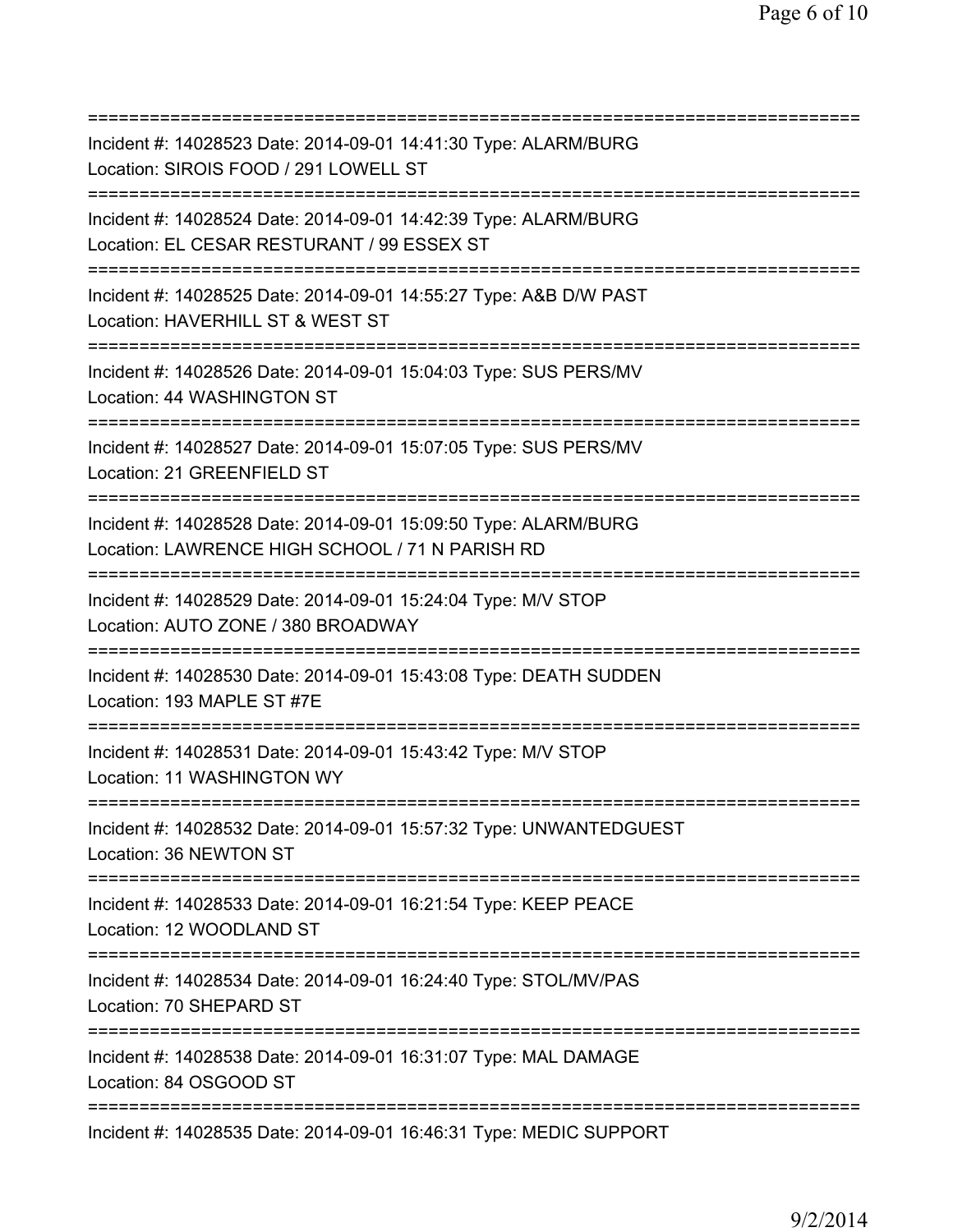===========================================================================
Incident #: 14028523 Date: 2014-09-01 14:41:30 Type: ALARM/BURG
Location: SIROIS FOOD / 291 LOWELL ST
===========================================================================
Incident #: 14028524 Date: 2014-09-01 14:42:39 Type: ALARM/BURG
Location: EL CESAR RESTURANT / 99 ESSEX ST
===========================================================================
Incident #: 14028525 Date: 2014-09-01 14:55:27 Type: A&B D/W PAST
Location: HAVERHILL ST & WEST ST
===========================================================================
Incident #: 14028526 Date: 2014-09-01 15:04:03 Type: SUS PERS/MV
Location: 44 WASHINGTON ST
===========================================================================
Incident #: 14028527 Date: 2014-09-01 15:07:05 Type: SUS PERS/MV
Location: 21 GREENFIELD ST
===========================================================================
Incident #: 14028528 Date: 2014-09-01 15:09:50 Type: ALARM/BURG
Location: LAWRENCE HIGH SCHOOL / 71 N PARISH RD
===========================================================================
Incident #: 14028529 Date: 2014-09-01 15:24:04 Type: M/V STOP
Location: AUTO ZONE / 380 BROADWAY
===========================================================================
Incident #: 14028530 Date: 2014-09-01 15:43:08 Type: DEATH SUDDEN
Location: 193 MAPLE ST #7E
===========================================================================
Incident #: 14028531 Date: 2014-09-01 15:43:42 Type: M/V STOP
Location: 11 WASHINGTON WY
===========================================================================
Incident #: 14028532 Date: 2014-09-01 15:57:32 Type: UNWANTEDGUEST
Location: 36 NEWTON ST
===========================================================================
Incident #: 14028533 Date: 2014-09-01 16:21:54 Type: KEEP PEACE
Location: 12 WOODLAND ST
===========================================================================
Incident #: 14028534 Date: 2014-09-01 16:24:40 Type: STOL/MV/PAS
Location: 70 SHEPARD ST
===========================================================================
Incident #: 14028538 Date: 2014-09-01 16:31:07 Type: MAL DAMAGE
Location: 84 OSGOOD ST
===========================================================================
Incident #: 14028535 Date: 2014-09-01 16:46:31 Type: MEDIC SUPPORT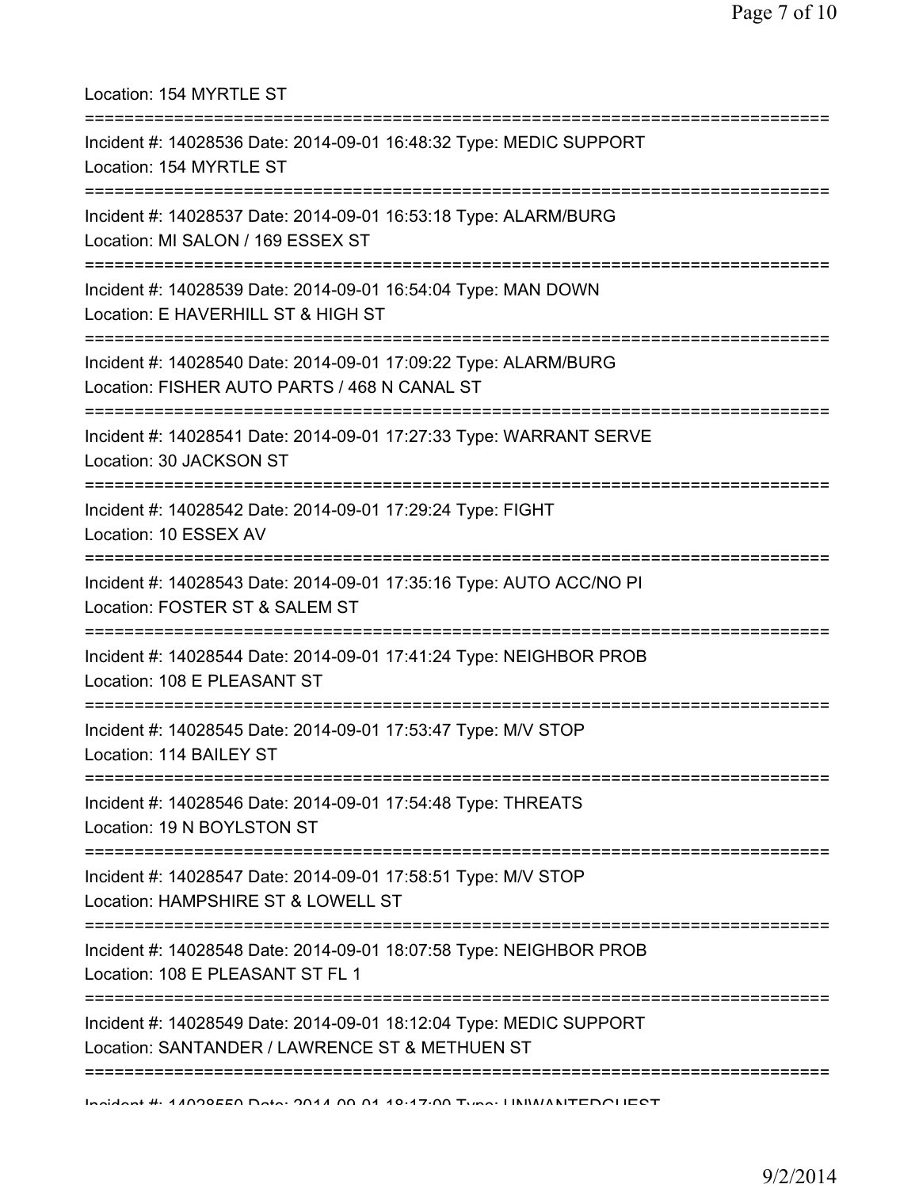Location: 154 MYRTLE ST

===========================================================================

Incident #: 14028536 Date: 2014-09-01 16:48:32 Type: MEDIC SUPPORT

Location: 154 MYRTLE ST

===========================================================================

Incident #: 14028537 Date: 2014-09-01 16:53:18 Type: ALARM/BURG

Location: MI SALON / 169 ESSEX ST

===========================================================================

Incident #: 14028539 Date: 2014-09-01 16:54:04 Type: MAN DOWN

Location: E HAVERHILL ST & HIGH ST

===========================================================================

Incident #: 14028540 Date: 2014-09-01 17:09:22 Type: ALARM/BURG

Location: FISHER AUTO PARTS / 468 N CANAL ST

===========================================================================

Incident #: 14028541 Date: 2014-09-01 17:27:33 Type: WARRANT SERVE

Location: 30 JACKSON ST

===========================================================================

Incident #: 14028542 Date: 2014-09-01 17:29:24 Type: FIGHT

Location: 10 ESSEX AV

===========================================================================

Incident #: 14028543 Date: 2014-09-01 17:35:16 Type: AUTO ACC/NO PI

Location: FOSTER ST & SALEM ST

===========================================================================

Incident #: 14028544 Date: 2014-09-01 17:41:24 Type: NEIGHBOR PROB

Location: 108 E PLEASANT ST

===========================================================================

Incident #: 14028545 Date: 2014-09-01 17:53:47 Type: M/V STOP

Location: 114 BAILEY ST

===========================================================================

Incident #: 14028546 Date: 2014-09-01 17:54:48 Type: THREATS

Location: 19 N BOYLSTON ST

===========================================================================

Incident #: 14028547 Date: 2014-09-01 17:58:51 Type: M/V STOP

Location: HAMPSHIRE ST & LOWELL ST

===========================================================================

Incident #: 14028548 Date: 2014-09-01 18:07:58 Type: NEIGHBOR PROB

Location: 108 E PLEASANT ST FL 1

===========================================================================

Incident #: 14028549 Date: 2014-09-01 18:12:04 Type: MEDIC SUPPORT

Location: SANTANDER / LAWRENCE ST & METHUEN ST

===========================================================================

Incident #: 14028550 Date: 2014-09-01 18:17:00 Type: UNWANTEDGUEST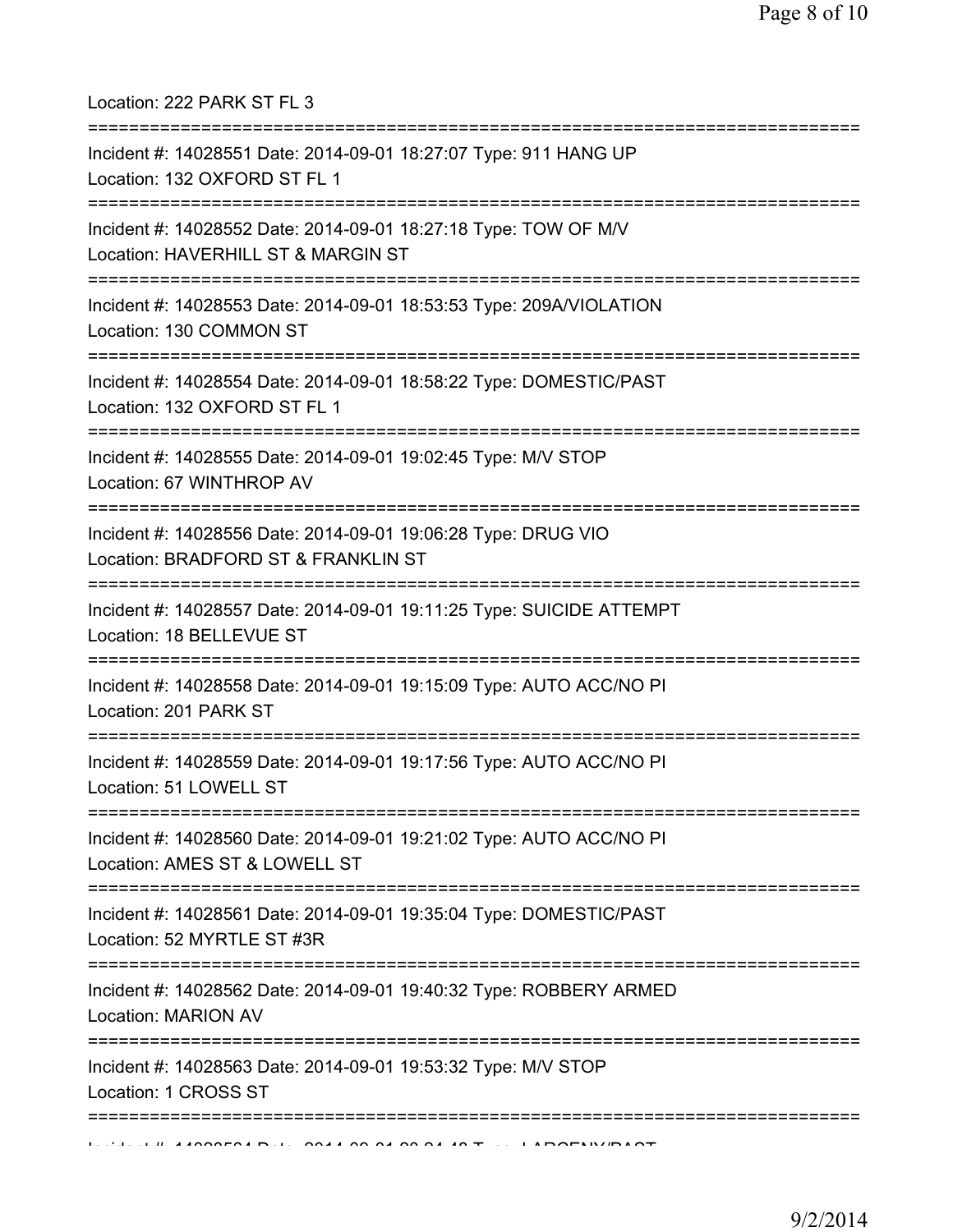Location: 222 PARK ST FL 3

===========================================================================

Incident #: 14028551 Date: 2014-09-01 18:27:07 Type: 911 HANG UP
Location: 132 OXFORD ST FL 1

===========================================================================

Incident #: 14028552 Date: 2014-09-01 18:27:18 Type: TOW OF M/V
Location: HAVERHILL ST & MARGIN ST

===========================================================================

Incident #: 14028553 Date: 2014-09-01 18:53:53 Type: 209A/VIOLATION
Location: 130 COMMON ST

===========================================================================

Incident #: 14028554 Date: 2014-09-01 18:58:22 Type: DOMESTIC/PAST
Location: 132 OXFORD ST FL 1

===========================================================================

Incident #: 14028555 Date: 2014-09-01 19:02:45 Type: M/V STOP
Location: 67 WINTHROP AV

===========================================================================

Incident #: 14028556 Date: 2014-09-01 19:06:28 Type: DRUG VIO
Location: BRADFORD ST & FRANKLIN ST

===========================================================================

Incident #: 14028557 Date: 2014-09-01 19:11:25 Type: SUICIDE ATTEMPT
Location: 18 BELLEVUE ST

===========================================================================

Incident #: 14028558 Date: 2014-09-01 19:15:09 Type: AUTO ACC/NO PI
Location: 201 PARK ST

===========================================================================

Incident #: 14028559 Date: 2014-09-01 19:17:56 Type: AUTO ACC/NO PI
Location: 51 LOWELL ST

===========================================================================

Incident #: 14028560 Date: 2014-09-01 19:21:02 Type: AUTO ACC/NO PI
Location: AMES ST & LOWELL ST

===========================================================================

Incident #: 14028561 Date: 2014-09-01 19:35:04 Type: DOMESTIC/PAST
Location: 52 MYRTLE ST #3R

===========================================================================

Incident #: 14028562 Date: 2014-09-01 19:40:32 Type: ROBBERY ARMED
Location: MARION AV

===========================================================================

Incident #: 14028563 Date: 2014-09-01 19:53:32 Type: M/V STOP
Location: 1 CROSS ST

===========================================================================

Incident #: 14028564 Date: 2014-09-01 20:24:48 Type: LARCENY/PAST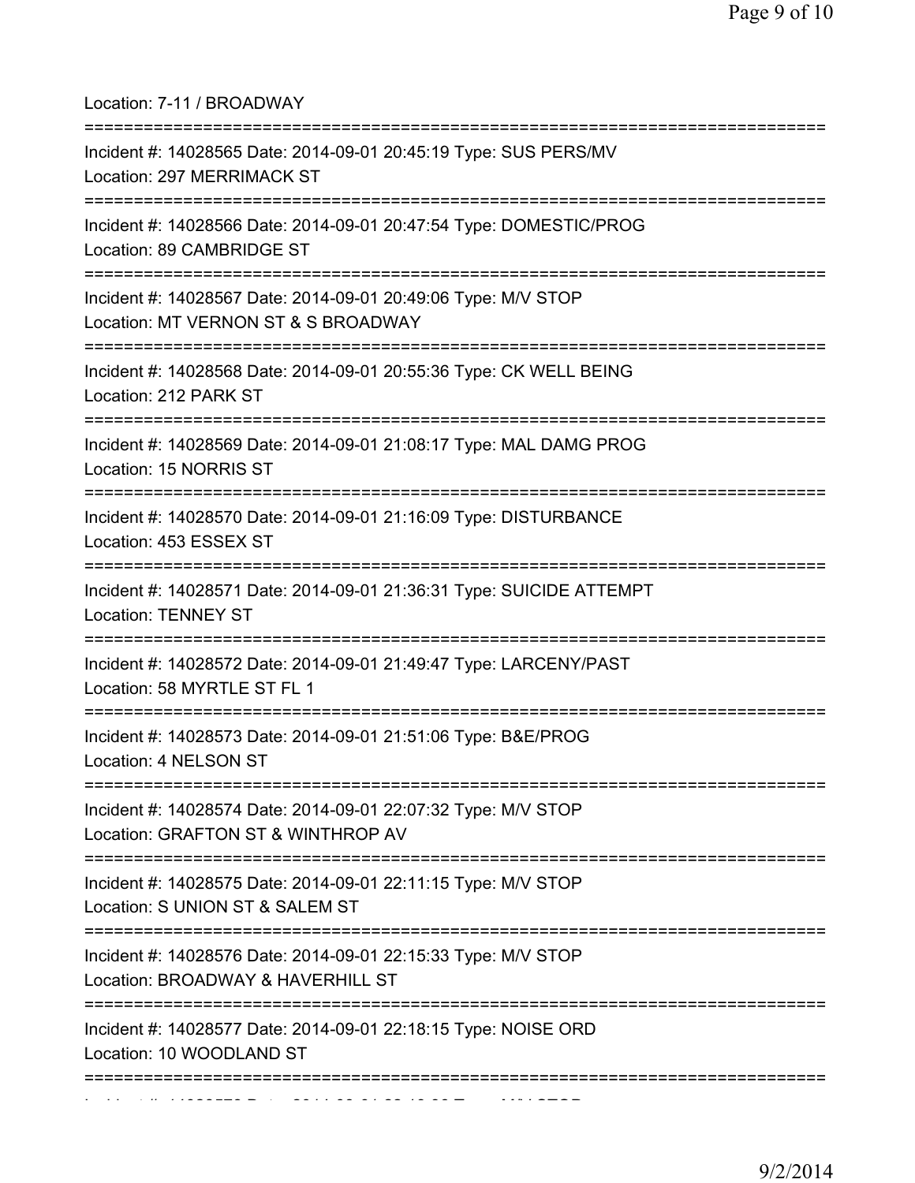Location: 7-11 / BROADWAY

===========================================================================

Incident #: 14028565 Date: 2014-09-01 20:45:19 Type: SUS PERS/MV
Location: 297 MERRIMACK ST

===========================================================================

Incident #: 14028566 Date: 2014-09-01 20:47:54 Type: DOMESTIC/PROG
Location: 89 CAMBRIDGE ST

===========================================================================

Incident #: 14028567 Date: 2014-09-01 20:49:06 Type: M/V STOP
Location: MT VERNON ST & S BROADWAY

===========================================================================

Incident #: 14028568 Date: 2014-09-01 20:55:36 Type: CK WELL BEING
Location: 212 PARK ST

===========================================================================

Incident #: 14028569 Date: 2014-09-01 21:08:17 Type: MAL DAMG PROG
Location: 15 NORRIS ST

===========================================================================

Incident #: 14028570 Date: 2014-09-01 21:16:09 Type: DISTURBANCE
Location: 453 ESSEX ST

===========================================================================

Incident #: 14028571 Date: 2014-09-01 21:36:31 Type: SUICIDE ATTEMPT
Location: TENNEY ST

===========================================================================

Incident #: 14028572 Date: 2014-09-01 21:49:47 Type: LARCENY/PAST
Location: 58 MYRTLE ST FL 1

===========================================================================

Incident #: 14028573 Date: 2014-09-01 21:51:06 Type: B&E/PROG
Location: 4 NELSON ST

===========================================================================

Incident #: 14028574 Date: 2014-09-01 22:07:32 Type: M/V STOP
Location: GRAFTON ST & WINTHROP AV

===========================================================================

Incident #: 14028575 Date: 2014-09-01 22:11:15 Type: M/V STOP
Location: S UNION ST & SALEM ST

===========================================================================

Incident #: 14028576 Date: 2014-09-01 22:15:33 Type: M/V STOP
Location: BROADWAY & HAVERHILL ST

===========================================================================

Incident #: 14028577 Date: 2014-09-01 22:18:15 Type: NOISE ORD
Location: 10 WOODLAND ST

===========================================================================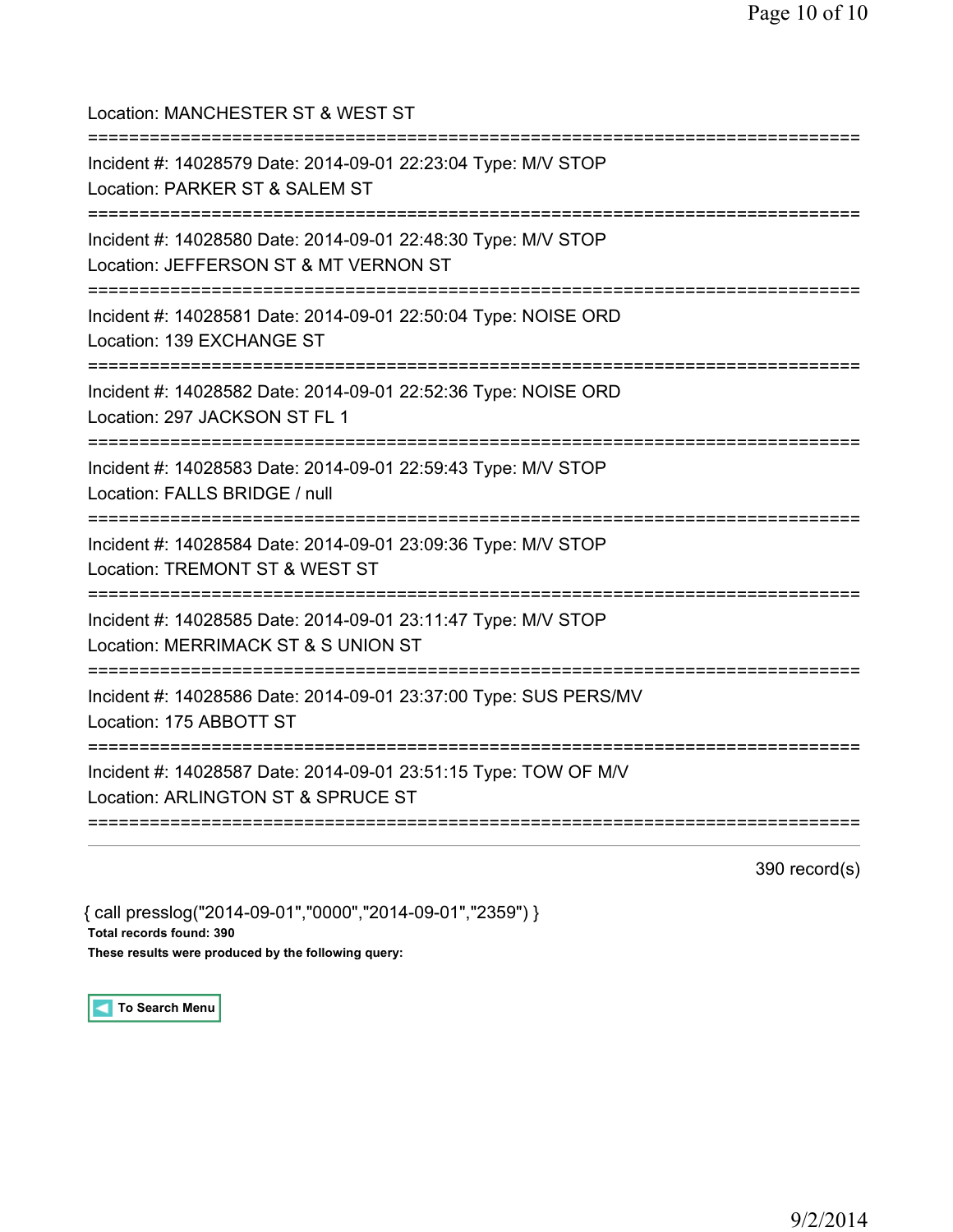Location: MANCHESTER ST & WEST ST

===========================================================================

Incident #: 14028579 Date: 2014-09-01 22:23:04 Type: M/V STOP

Location: PARKER ST & SALEM ST

===========================================================================

Incident #: 14028580 Date: 2014-09-01 22:48:30 Type: M/V STOP

Location: JEFFERSON ST & MT VERNON ST

===========================================================================

Incident #: 14028581 Date: 2014-09-01 22:50:04 Type: NOISE ORD

Location: 139 EXCHANGE ST

===========================================================================

Incident #: 14028582 Date: 2014-09-01 22:52:36 Type: NOISE ORD

Location: 297 JACKSON ST FL 1

===========================================================================

Incident #: 14028583 Date: 2014-09-01 22:59:43 Type: M/V STOP

Location: FALLS BRIDGE / null

===========================================================================

Incident #: 14028584 Date: 2014-09-01 23:09:36 Type: M/V STOP

Location: TREMONT ST & WEST ST

===========================================================================

Incident #: 14028585 Date: 2014-09-01 23:11:47 Type: M/V STOP

Location: MERRIMACK ST & S UNION ST

===========================================================================

Incident #: 14028586 Date: 2014-09-01 23:37:00 Type: SUS PERS/MV

Location: 175 ABBOTT ST

===========================================================================

Incident #: 14028587 Date: 2014-09-01 23:51:15 Type: TOW OF M/V

Location: ARLINGTON ST & SPRUCE ST

===========================================================================

390 record(s)

{ call presslog("2014-09-01","0000","2014-09-01","2359") }

**Total records found: 390**

**These results were produced by the following query:**

To Search Menu